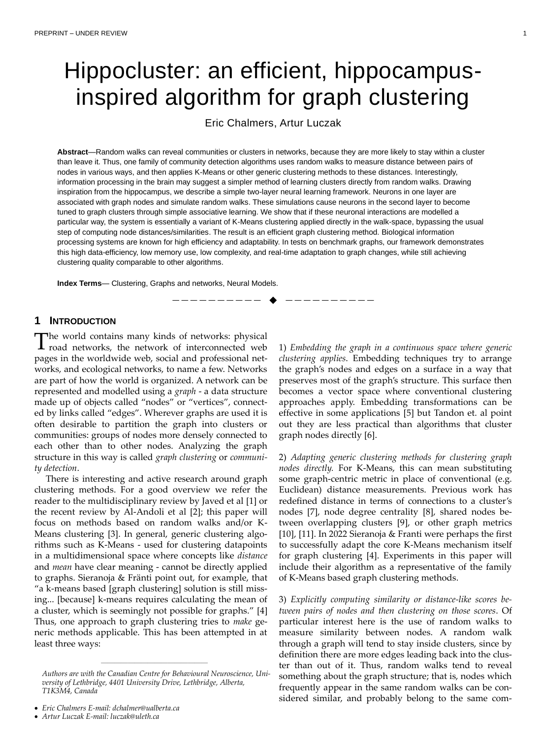# Hippocluster: an efficient, hippocampus-inspired algorithm for graph clustering

Eric Chalmers, Artur Luczak

**Abstract**—Random walks can reveal communities or clusters in networks, because they are more likely to stay within a cluster than leave it. Thus, one family of community detection algorithms uses random walks to measure distance between pairs of nodes in various ways, and then applies K-Means or other generic clustering methods to these distances. Interestingly, information processing in the brain may suggest a simpler method of learning clusters directly from random walks. Drawing inspiration from the hippocampus, we describe a simple two-layer neural learning framework. Neurons in one layer are associated with graph nodes and simulate random walks. These simulations cause neurons in the second layer to become tuned to graph clusters through simple associative learning. We show that if these neuronal interactions are modelled a particular way, the system is essentially a variant of K-Means clustering applied directly in the walk-space, bypassing the usual step of computing node distances/similarities. The result is an efficient graph clustering method. Biological information processing systems are known for high efficiency and adaptability. In tests on benchmark graphs, our framework demonstrates this high data-efficiency, low memory use, low complexity, and real-time adaptation to graph changes, while still achieving clustering quality comparable to other algorithms.

**Index Terms**— Clustering, Graphs and networks, Neural Models.

## 1 Introduction

The world contains many kinds of networks: physical road networks, the network of interconnected web pages in the worldwide web, social and professional networks, and ecological networks, to name a few. Networks are part of how the world is organized. A network can be represented and modelled using a *graph* - a data structure made up of objects called "nodes" or "vertices", connected by links called "edges". Wherever graphs are used it is often desirable to partition the graph into clusters or communities: groups of nodes more densely connected to each other than to other nodes. Analyzing the graph structure in this way is called *graph clustering* or *community detection*.

There is interesting and active research around graph clustering methods. For a good overview we refer the reader to the multidisciplinary review by Javed et al [1] or the recent review by Al-Andoli et al [2]; this paper will focus on methods based on random walks and/or K-Means clustering [3]. In general, generic clustering algorithms such as K-Means - used for clustering datapoints in a multidimensional space where concepts like *distance* and *mean* have clear meaning - cannot be directly applied to graphs. Sieranoja & Fränti point out, for example, that "a k-means based [graph clustering] solution is still missing... [because] k-means requires calculating the mean of a cluster, which is seemingly not possible for graphs." [4] Thus, one approach to graph clustering tries to *make* generic methods applicable. This has been attempted in at least three ways:

1) *Embedding the graph in a continuous space where generic clustering applies*. Embedding techniques try to arrange the graph's nodes and edges on a surface in a way that preserves most of the graph's structure. This surface then becomes a vector space where conventional clustering approaches apply. Embedding transformations can be effective in some applications [5] but Tandon et. al point out they are less practical than algorithms that cluster graph nodes directly [6].

2) *Adapting generic clustering methods for clustering graph nodes directly.* For K-Means, this can mean substituting some graph-centric metric in place of conventional (e.g. Euclidean) distance measurements. Previous work has redefined distance in terms of connections to a cluster's nodes [7], node degree centrality [8], shared nodes between overlapping clusters [9], or other graph metrics [10], [11]. In 2022 Sieranoja & Franti were perhaps the first to successfully adapt the core K-Means mechanism itself for graph clustering [4]. Experiments in this paper will include their algorithm as a representative of the family of K-Means based graph clustering methods.

3) *Explicitly computing similarity or distance-like scores between pairs of nodes and then clustering on those scores*. Of particular interest here is the use of random walks to measure similarity between nodes. A random walk through a graph will tend to stay inside clusters, since by definition there are more edges leading back into the cluster than out of it. Thus, random walks tend to reveal something about the graph structure; that is, nodes which frequently appear in the same random walks can be considered similar, and probably belong to the same com-

Authors are with the Canadian Centre for Behavioural Neuroscience, University of Lethbridge, 4401 University Drive, Lethbridge, Alberta, T1K3M4, Canada

- Eric Chalmers E-mail: dchalmer@ualberta.ca
- Artur Luczak E-mail: luczak@uleth.ca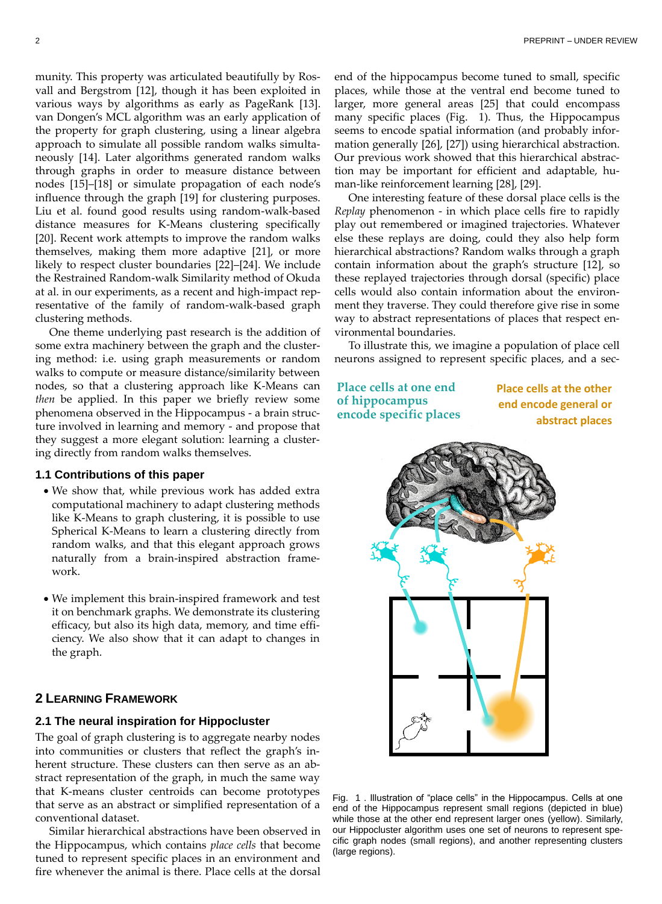munity. This property was articulated beautifully by Rosvall and Bergstrom [12], though it has been exploited in various ways by algorithms as early as PageRank [13]. van Dongen's MCL algorithm was an early application of the property for graph clustering, using a linear algebra approach to simulate all possible random walks simultaneously [14]. Later algorithms generated random walks through graphs in order to measure distance between nodes [15]–[18] or simulate propagation of each node's influence through the graph [19] for clustering purposes. Liu et al. found good results using random-walk-based distance measures for K-Means clustering specifically [20]. Recent work attempts to improve the random walks themselves, making them more adaptive [21], or more likely to respect cluster boundaries [22]–[24]. We include the Restrained Random-walk Similarity method of Okuda at al. in our experiments, as a recent and high-impact representative of the family of random-walk-based graph clustering methods.

One theme underlying past research is the addition of some extra machinery between the graph and the clustering method: i.e. using graph measurements or random walks to compute or measure distance/similarity between nodes, so that a clustering approach like K-Means can *then* be applied. In this paper we briefly review some phenomena observed in the Hippocampus - a brain structure involved in learning and memory - and propose that they suggest a more elegant solution: learning a clustering directly from random walks themselves.

### 1.1 Contributions of this paper

- We show that, while previous work has added extra computational machinery to adapt clustering methods like K-Means to graph clustering, it is possible to use Spherical K-Means to learn a clustering directly from random walks, and that this elegant approach grows naturally from a brain-inspired abstraction framework.
- We implement this brain-inspired framework and test it on benchmark graphs. We demonstrate its clustering efficacy, but also its high data, memory, and time efficiency. We also show that it can adapt to changes in the graph.

## 2 Learning Framework

### 2.1 The neural inspiration for Hippocluster

The goal of graph clustering is to aggregate nearby nodes into communities or clusters that reflect the graph's inherent structure. These clusters can then serve as an abstract representation of the graph, in much the same way that K-means cluster centroids can become prototypes that serve as an abstract or simplified representation of a conventional dataset.

Similar hierarchical abstractions have been observed in the Hippocampus, which contains *place cells* that become tuned to represent specific places in an environment and fire whenever the animal is there. Place cells at the dorsal end of the hippocampus become tuned to small, specific places, while those at the ventral end become tuned to larger, more general areas [25] that could encompass many specific places (Fig. 1). Thus, the Hippocampus seems to encode spatial information (and probably information generally [26], [27]) using hierarchical abstraction. Our previous work showed that this hierarchical abstraction may be important for efficient and adaptable, human-like reinforcement learning [28], [29].

One interesting feature of these dorsal place cells is the *Replay* phenomenon - in which place cells fire to rapidly play out remembered or imagined trajectories. Whatever else these replays are doing, could they also help form hierarchical abstractions? Random walks through a graph contain information about the graph's structure [12], so these replayed trajectories through dorsal (specific) place cells would also contain information about the environment they traverse. They could therefore give rise in some way to abstract representations of places that respect environmental boundaries.

To illustrate this, we imagine a population of place cell neurons assigned to represent specific places, and a sec-

Fig. 1 . Illustration of "place cells" in the Hippocampus. Cells at one end of the Hippocampus represent small regions (depicted in blue) while those at the other end represent larger ones (yellow). Similarly, our Hippocluster algorithm uses one set of neurons to represent specific graph nodes (small regions), and another representing clusters (large regions).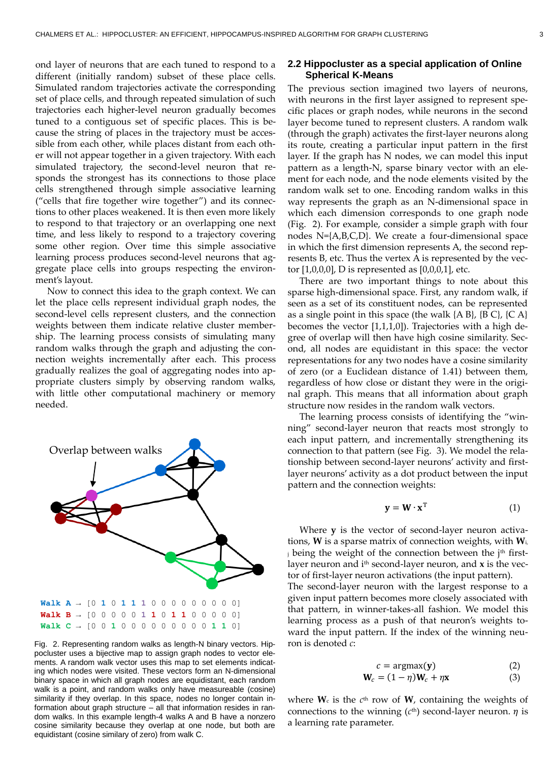ond layer of neurons that are each tuned to respond to a different (initially random) subset of these place cells. Simulated random trajectories activate the corresponding set of place cells, and through repeated simulation of such trajectories each higher-level neuron gradually becomes tuned to a contiguous set of specific places. This is because the string of places in the trajectory must be accessible from each other, while places distant from each other will not appear together in a given trajectory. With each simulated trajectory, the second-level neuron that responds the strongest has its connections to those place cells strengthened through simple associative learning ("cells that fire together wire together") and its connections to other places weakened. It is then even more likely to respond to that trajectory or an overlapping one next time, and less likely to respond to a trajectory covering some other region. Over time this simple associative learning process produces second-level neurons that aggregate place cells into groups respecting the environment's layout.

Now to connect this idea to the graph context. We can let the place cells represent individual graph nodes, the second-level cells represent clusters, and the connection weights between them indicate relative cluster membership. The learning process consists of simulating many random walks through the graph and adjusting the connection weights incrementally after each. This process gradually realizes the goal of aggregating nodes into appropriate clusters simply by observing random walks, with little other computational machinery or memory needed.

Overlap between walks

```
Walk A → [0 1 0 1 1 1 0 0 0 0 0 0 0 0 0]
Walk B → [0 0 0 0 0 1 1 0 1 1 0 0 0 0 0]
Walk C → [0 0 1 0 0 0 0 0 0 0 0 0 1 1 0]
```

Fig. 2. Representing random walks as length-N binary vectors. Hippocluster uses a bijective map to assign graph nodes to vector elements. A random walk vector uses this map to set elements indicating which nodes were visited. These vectors form an N-dimensional binary space in which all graph nodes are equidistant, each random walk is a point, and random walks only have measureable (cosine) similarity if they overlap. In this space, nodes no longer contain information about graph structure – all that information resides in random walks. In this example length-4 walks A and B have a nonzero cosine similarity because they overlap at one node, but both are equidistant (cosine similary of zero) from walk C.

## 2.2 Hippocluster as a special application of Online Spherical K-Means

The previous section imagined two layers of neurons, with neurons in the first layer assigned to represent specific places or graph nodes, while neurons in the second layer become tuned to represent clusters. A random walk (through the graph) activates the first-layer neurons along its route, creating a particular input pattern in the first layer. If the graph has N nodes, we can model this input pattern as a length-N, sparse binary vector with an element for each node, and the node elements visited by the random walk set to one. Encoding random walks in this way represents the graph as an N-dimensional space in which each dimension corresponds to one graph node (Fig. 2). For example, consider a simple graph with four nodes N={A,B,C,D}. We create a four-dimensional space in which the first dimension represents A, the second represents B, etc. Thus the vertex A is represented by the vector [1,0,0,0], D is represented as [0,0,0,1], etc.

There are two important things to note about this sparse high-dimensional space. First, any random walk, if seen as a set of its constituent nodes, can be represented as a single point in this space (the walk {A B}, {B C}, {C A} becomes the vector [1,1,1,0]). Trajectories with a high degree of overlap will then have high cosine similarity. Second, all nodes are equidistant in this space: the vector representations for any two nodes have a cosine similarity of zero (or a Euclidean distance of 1.41) between them, regardless of how close or distant they were in the original graph. This means that all information about graph structure now resides in the random walk vectors.

The learning process consists of identifying the "winning" second-layer neuron that reacts most strongly to each input pattern, and incrementally strengthening its connection to that pattern (see Fig. 3). We model the relationship between second-layer neurons' activity and first-layer neurons' activity as a dot product between the input pattern and the connection weights:

$$\mathbf{y} = \mathbf{W} \cdot \mathbf{x}^{\mathrm{T}} \tag{1}$$

Where $\mathbf{y}$ is the vector of second-layer neuron activations, $\mathbf{W}$ is a sparse matrix of connection weights, with $\mathbf{W}_{i,j}$ being the weight of the connection between the $j^{th}$ first-layer neuron and $i^{th}$ second-layer neuron, and $\mathbf{x}$ is the vector of first-layer neuron activations (the input pattern).

The second-layer neuron with the largest response to a given input pattern becomes more closely associated with that pattern, in winner-takes-all fashion. We model this learning process as a push of that neuron's weights toward the input pattern. If the index of the winning neuron is denoted $c$:

$$c = \operatorname{argmax}(\mathbf{y}) \tag{2}$$

$$\mathbf{W}_c = (1 - \eta)\mathbf{W}_c + \eta\mathbf{x} \tag{3}$$

where $\mathbf{W}_c$ is the $c^{th}$ row of $\mathbf{W}$, containing the weights of connections to the winning ($c^{th}$) second-layer neuron. $\eta$ is a learning rate parameter.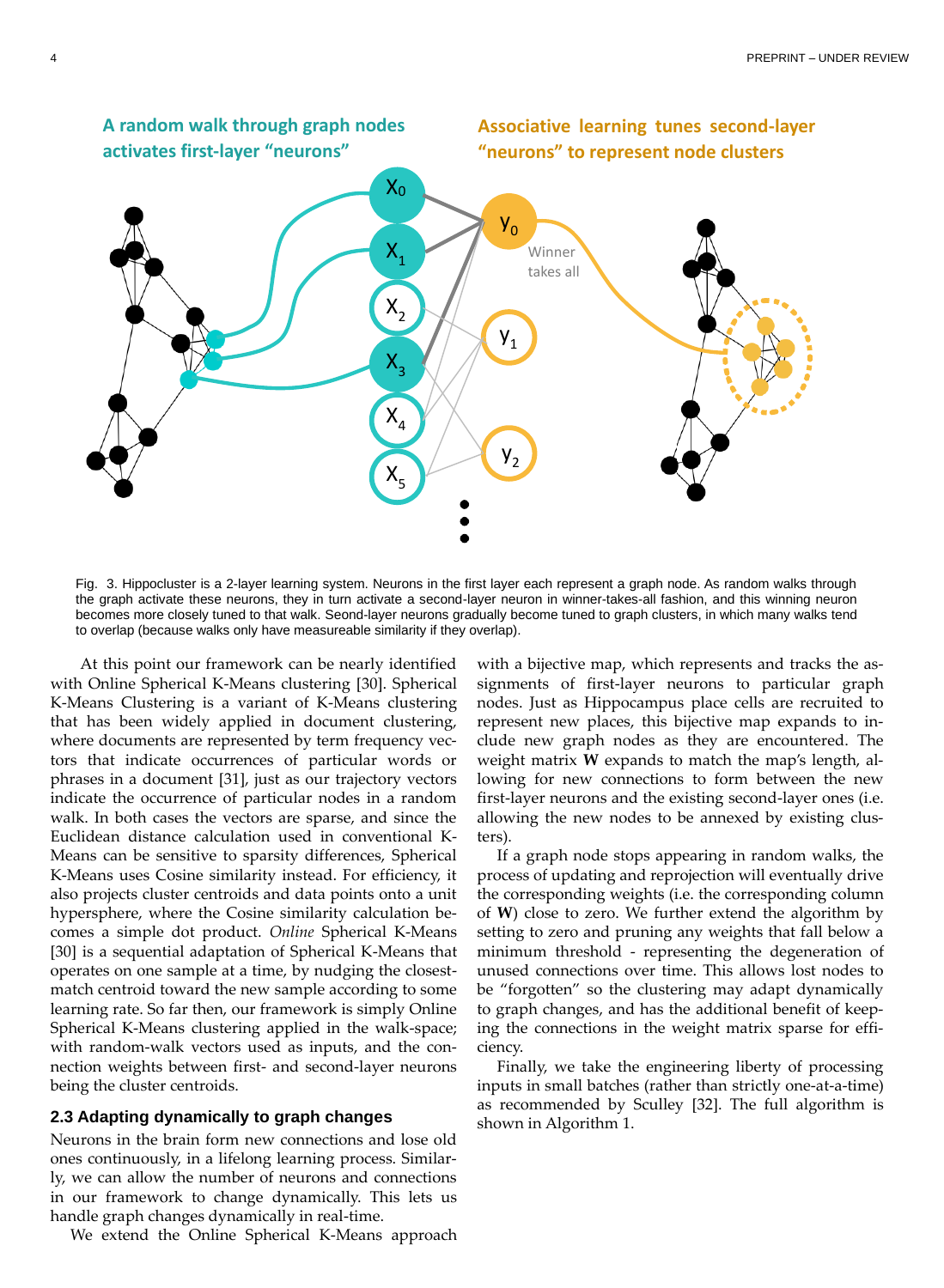Fig. 3. Hippocluster is a 2-layer learning system. Neurons in the first layer each represent a graph node. As random walks through the graph activate these neurons, they in turn activate a second-layer neuron in winner-takes-all fashion, and this winning neuron becomes more closely tuned to that walk. Seond-layer neurons gradually become tuned to graph clusters, in which many walks tend to overlap (because walks only have measureable similarity if they overlap).

At this point our framework can be nearly identified with Online Spherical K-Means clustering [30]. Spherical K-Means Clustering is a variant of K-Means clustering that has been widely applied in document clustering, where documents are represented by term frequency vectors that indicate occurrences of particular words or phrases in a document [31], just as our trajectory vectors indicate the occurrence of particular nodes in a random walk. In both cases the vectors are sparse, and since the Euclidean distance calculation used in conventional K-Means can be sensitive to sparsity differences, Spherical K-Means uses Cosine similarity instead. For efficiency, it also projects cluster centroids and data points onto a unit hypersphere, where the Cosine similarity calculation becomes a simple dot product. *Online* Spherical K-Means [30] is a sequential adaptation of Spherical K-Means that operates on one sample at a time, by nudging the closest-match centroid toward the new sample according to some learning rate. So far then, our framework is simply Online Spherical K-Means clustering applied in the walk-space; with random-walk vectors used as inputs, and the connection weights between first- and second-layer neurons being the cluster centroids.

### 2.3 Adapting dynamically to graph changes

Neurons in the brain form new connections and lose old ones continuously, in a lifelong learning process. Similarly, we can allow the number of neurons and connections in our framework to change dynamically. This lets us handle graph changes dynamically in real-time.

We extend the Online Spherical K-Means approach with a bijective map, which represents and tracks the assignments of first-layer neurons to particular graph nodes. Just as Hippocampus place cells are recruited to represent new places, this bijective map expands to include new graph nodes as they are encountered. The weight matrix **W** expands to match the map's length, allowing for new connections to form between the new first-layer neurons and the existing second-layer ones (i.e. allowing the new nodes to be annexed by existing clusters).

If a graph node stops appearing in random walks, the process of updating and reprojection will eventually drive the corresponding weights (i.e. the corresponding column of **W**) close to zero. We further extend the algorithm by setting to zero and pruning any weights that fall below a minimum threshold - representing the degeneration of unused connections over time. This allows lost nodes to be "forgotten" so the clustering may adapt dynamically to graph changes, and has the additional benefit of keeping the connections in the weight matrix sparse for efficiency.

Finally, we take the engineering liberty of processing inputs in small batches (rather than strictly one-at-a-time) as recommended by Sculley [32]. The full algorithm is shown in Algorithm 1.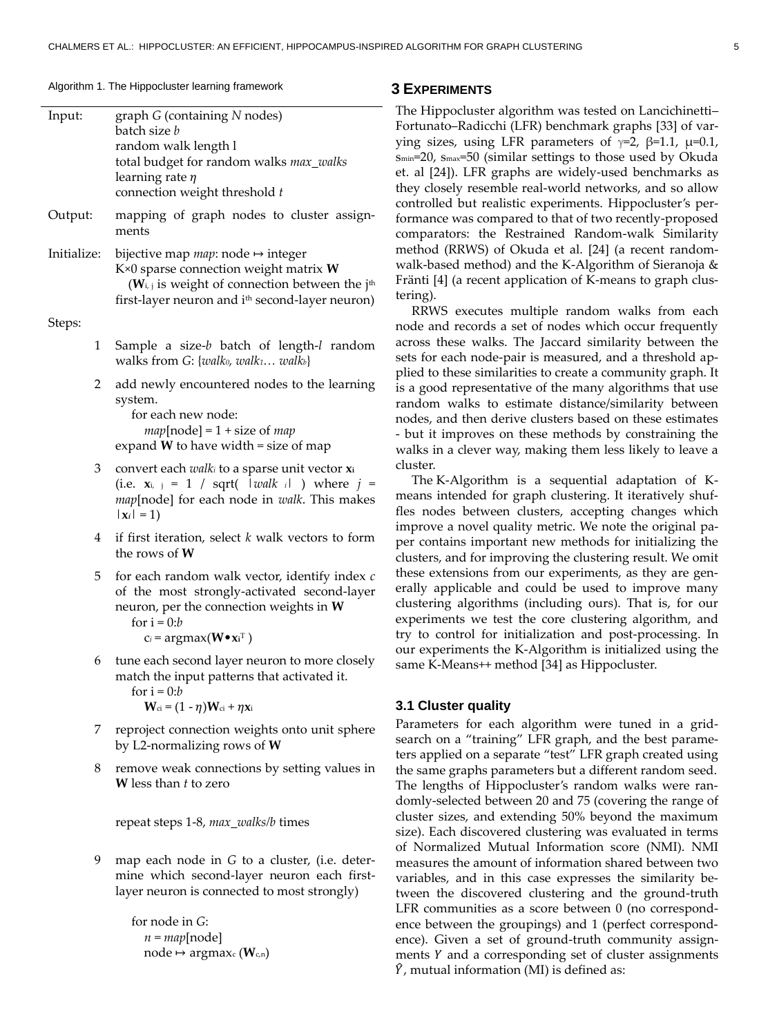Algorithm 1. The Hippocluster learning framework

Input: graph $G$ (containing $N$ nodes)
batch size $b$
random walk length l
total budget for random walks *max_walks*
learning rate $\eta$
connection weight threshold $t$

Output: mapping of graph nodes to cluster assignments

Initialize: bijective map *map*: node ↦ integer
K×0 sparse connection weight matrix **W**
($\mathbf{W}_{i,j}$ is weight of connection between the j[th] first-layer neuron and i[th] second-layer neuron)

Steps:

1. Sample a size-$b$ batch of length-$l$ random walks from $G$: {$walk_0$, $walk_1$… $walk_b$}
2. add newly encountered nodes to the learning system.
   for each new node:
     *map*[node] = 1 + size of *map*
   expand **W** to have width = size of map
3. convert each $walk_i$ to a sparse unit vector $\mathbf{x}_i$ (i.e. $\mathbf{x}_{i,\ j}$ = 1 / sqrt( $|walk\ _i|$ ) where $j$ = *map*[node] for each node in *walk*. This makes $|\mathbf{x}_i| = 1$)
4. if first iteration, select $k$ walk vectors to form the rows of **W**
5. for each random walk vector, identify index $c$ of the most strongly-activated second-layer neuron, per the connection weights in **W**
   for i = 0:$b$
     $c_i = \text{argmax}(\mathbf{W} \bullet \mathbf{x}_i^T)$
6. tune each second layer neuron to more closely match the input patterns that activated it.
   for i = 0:$b$
     $\mathbf{W}_{ci} = (1 - \eta)\mathbf{W}_{ci} + \eta\mathbf{x}_i$
7. reproject connection weights onto unit sphere by L2-normalizing rows of **W**
8. remove weak connections by setting values in **W** less than $t$ to zero

repeat steps 1-8, *max_walks*/$b$ times

9. map each node in $G$ to a cluster, (i.e. determine which second-layer neuron each first-layer neuron is connected to most strongly)

   for node in $G$:
     $n$ = *map*[node]
     node ↦ $\text{argmax}_c\ (\mathbf{W}_{c,n})$

## 3 Experiments

The Hippocluster algorithm was tested on Lancichinetti–Fortunato–Radicchi (LFR) benchmark graphs [33] of varying sizes, using LFR parameters of $\gamma$=2, $\beta$=1.1, $\mu$=0.1, $s_{min}$=20, $s_{max}$=50 (similar settings to those used by Okuda et. al [24]). LFR graphs are widely-used benchmarks as they closely resemble real-world networks, and so allow controlled but realistic experiments. Hippocluster's performance was compared to that of two recently-proposed comparators: the Restrained Random-walk Similarity method (RRWS) of Okuda et al. [24] (a recent random-walk-based method) and the K-Algorithm of Sieranoja & Fränti [4] (a recent application of K-means to graph clustering).

RRWS executes multiple random walks from each node and records a set of nodes which occur frequently across these walks. The Jaccard similarity between the sets for each node-pair is measured, and a threshold applied to these similarities to create a community graph. It is a good representative of the many algorithms that use random walks to estimate distance/similarity between nodes, and then derive clusters based on these estimates - but it improves on these methods by constraining the walks in a clever way, making them less likely to leave a cluster.

The K-Algorithm is a sequential adaptation of K-means intended for graph clustering. It iteratively shuffles nodes between clusters, accepting changes which improve a novel quality metric. We note the original paper contains important new methods for initializing the clusters, and for improving the clustering result. We omit these extensions from our experiments, as they are generally applicable and could be used to improve many clustering algorithms (including ours). That is, for our experiments we test the core clustering algorithm, and try to control for initialization and post-processing. In our experiments the K-Algorithm is initialized using the same K-Means++ method [34] as Hippocluster.

### 3.1 Cluster quality

Parameters for each algorithm were tuned in a grid-search on a "training" LFR graph, and the best parameters applied on a separate "test" LFR graph created using the same graphs parameters but a different random seed. The lengths of Hippocluster's random walks were randomly-selected between 20 and 75 (covering the range of cluster sizes, and extending 50% beyond the maximum size). Each discovered clustering was evaluated in terms of Normalized Mutual Information score (NMI). NMI measures the amount of information shared between two variables, and in this case expresses the similarity between the discovered clustering and the ground-truth LFR communities as a score between 0 (no correspondence between the groupings) and 1 (perfect correspondence). Given a set of ground-truth community assignments $Y$ and a corresponding set of cluster assignments $\hat{Y}$, mutual information (MI) is defined as: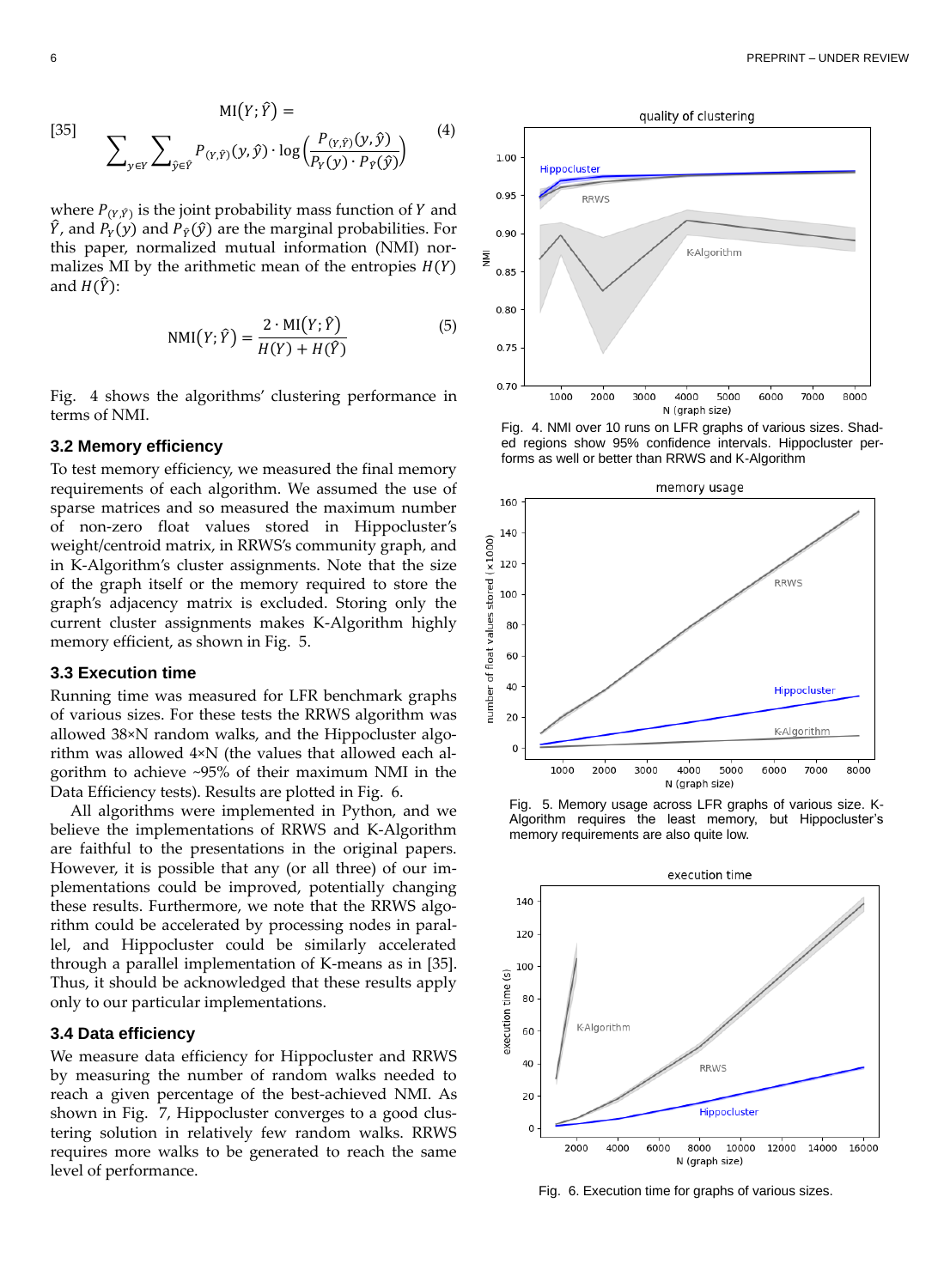[35]

$$\mathrm{MI}(Y;\hat{Y}) = \sum_{y\in Y}\sum_{\hat{y}\in\hat{Y}} P_{(Y,\hat{Y})}(y,\hat{y}) \cdot \log\left(\frac{P_{(Y,\hat{Y})}(y,\hat{y})}{P_Y(y)\cdot P_{\hat{Y}}(\hat{y})}\right) \quad (4)$$

where $P_{(Y,\hat{Y})}$ is the joint probability mass function of $Y$ and $\hat{Y}$, and $P_Y(y)$ and $P_{\hat{Y}}(\hat{y})$ are the marginal probabilities. For this paper, normalized mutual information (NMI) normalizes MI by the arithmetic mean of the entropies $H(Y)$ and $H(\hat{Y})$:

$$\mathrm{NMI}(Y;\hat{Y}) = \frac{2\cdot \mathrm{MI}(Y;\hat{Y})}{H(Y)+H(\hat{Y})} \quad (5)$$

Fig. 4 shows the algorithms' clustering performance in terms of NMI.

### 3.2 Memory efficiency

To test memory efficiency, we measured the final memory requirements of each algorithm. We assumed the use of sparse matrices and so measured the number number of non-zero float values stored in Hippocluster's weight/centroid matrix, in RRWS's community graph, and in K-Algorithm's cluster assignments. Note that the size of the graph itself or the memory required to store the graph's adjacency matrix is excluded. Storing only the current cluster assignments makes K-Algorithm highly memory efficient, as shown in Fig. 5.

### 3.3 Execution time

Running time was measured for LFR benchmark graphs of various sizes. For these tests the RRWS algorithm was allowed 38×N random walks, and the Hippocluster algorithm was allowed 4×N (the values that allowed each algorithm to achieve ~95% of their maximum NMI in the Data Efficiency tests). Results are plotted in Fig. 6.

All algorithms were implemented in Python, and we believe the implementations of RRWS and K-Algorithm are faithful to the presentations in the original papers. However, it is possible that any (or all three) of our implementations could be improved, potentially changing these results. Furthermore, we note that the RRWS algorithm could be accelerated by processing nodes in parallel, and Hippocluster could be similarly accelerated through a parallel implementation of K-means as in [35]. Thus, it should be acknowledged that these results apply only to our particular implementations.

### 3.4 Data efficiency

We measure data efficiency for Hippocluster and RRWS by measuring the number of random walks needed to reach a given percentage of the best-achieved NMI. As shown in Fig. 7, Hippocluster converges to a good clustering solution in relatively few random walks. RRWS requires more walks to be generated to reach the same level of performance.

Fig. 4. NMI over 10 runs on LFR graphs of various sizes. Shaded regions show 95% confidence intervals. Hippocluster performs as well or better than RRWS and K-Algorithm

Fig. 5. Memory usage across LFR graphs of various size. K-Algorithm requires the least memory, but Hippocluster's memory requirements are also quite low.

Fig. 6. Execution time for graphs of various sizes.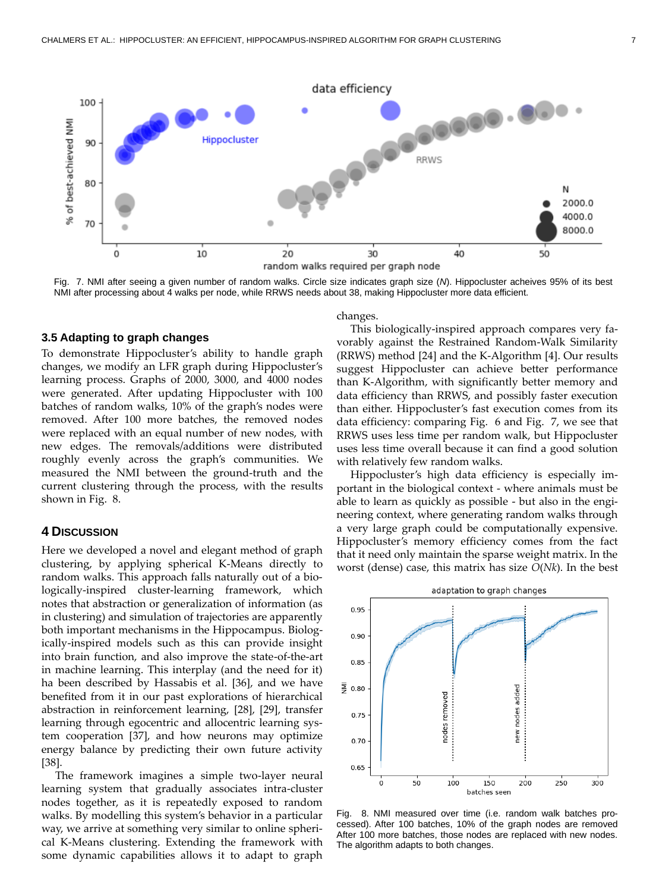Fig. 7. NMI after seeing a given number of random walks. Circle size indicates graph size ($N$). Hippocluster acheives 95% of its best NMI after processing about 4 walks per node, while RRWS needs about 38, making Hippocluster more data efficient.

### 3.5 Adapting to graph changes

To demonstrate Hippocluster's ability to handle graph changes, we modify an LFR graph during Hippocluster's learning process. Graphs of 2000, 3000, and 4000 nodes were generated. After updating Hippocluster with 100 batches of random walks, 10% of the graph's nodes were removed. After 100 more batches, the removed nodes were replaced with an equal number of new nodes, with new edges. The removals/additions were distributed roughly evenly across the graph's communities. We measured the NMI between the ground-truth and the current clustering through the process, with the results shown in Fig. 8.

## 4 Discussion

Here we developed a novel and elegant method of graph clustering, by applying spherical K-Means directly to random walks. This approach falls naturally out of a biologically-inspired cluster-learning framework, which notes that abstraction or generalization of information (as in clustering) and simulation of trajectories are apparently both important mechanisms in the Hippocampus. Biologically-inspired models such as this can provide insight into brain function, and also improve the state-of-the-art in machine learning. This interplay (and the need for it) ha been described by Hassabis et al. [36], and we have benefited from it in our past explorations of hierarchical abstraction in reinforcement learning, [28], [29], transfer learning through egocentric and allocentric learning system cooperation [37], and how neurons may optimize energy balance by predicting their own future activity [38].

The framework imagines a simple two-layer neural learning system that gradually associates intra-cluster nodes together, as it is repeatedly exposed to random walks. By modelling this system's behavior in a particular way, we arrive at something very similar to online spherical K-Means clustering. Extending the framework with some dynamic capabilities allows it to adapt to graph changes.

This biologically-inspired approach compares very favorably against the Restrained Random-Walk Similarity (RRWS) method [24] and the K-Algorithm [4]. Our results suggest Hippocluster can achieve better performance than K-Algorithm, with significantly better memory and data efficiency than RRWS, and possibly faster execution than either. Hippocluster's fast execution comes from its data efficiency: comparing Fig. 6 and Fig. 7, we see that RRWS uses less time per random walk, but Hippocluster uses less time overall because it can find a good solution with relatively few random walks.

Hippocluster's high data efficiency is especially important in the biological context - where animals must be able to learn as quickly as possible - but also in the engineering context, where generating random walks through a very large graph could be computationally expensive. Hippocluster's memory efficiency comes from the fact that it need only maintain the sparse weight matrix. In the worst (dense) case, this matrix has size $O(Nk)$. In the best

Fig. 8. NMI measured over time (i.e. random walk batches processed). After 100 batches, 10% of the graph nodes are removed After 100 more batches, those nodes are replaced with new nodes. The algorithm adapts to both changes.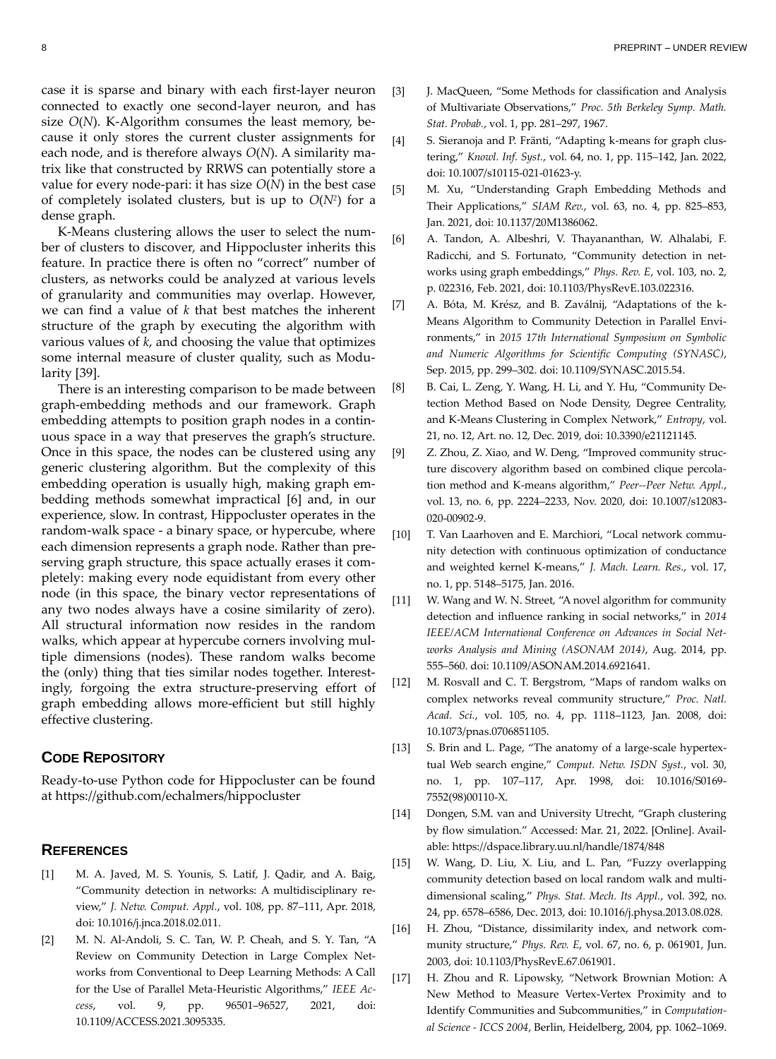case it is sparse and binary with each first-layer neuron connected to exactly one second-layer neuron, and has size $O(N)$. K-Algorithm consumes the least memory, because it only stores the current cluster assignments for each node, and is therefore always $O(N)$. A similarity matrix like that constructed by RRWS can potentially store a value for every node-pari: it has size $O(N)$ in the best case of completely isolated clusters, but is up to $O(N^2)$ for a dense graph.

K-Means clustering allows the user to select the number of clusters to discover, and Hippocluster inherits this feature. In practice there is often no "correct" number of clusters, as networks could be analyzed at various levels of granularity and communities may overlap. However, we can find a value of $k$ that best matches the inherent structure of the graph by executing the algorithm with various values of $k$, and choosing the value that optimizes some internal measure of cluster quality, such as Modularity [39].

There is an interesting comparison to be made between graph-embedding methods and our framework. Graph embedding attempts to position graph nodes in a continuous space in a way that preserves the graph's structure. Once in this space, the nodes can be clustered using any generic clustering algorithm. But the complexity of this embedding operation is usually high, making graph embedding methods somewhat impractical [6] and, in our experience, slow. In contrast, Hippocluster operates in the random-walk space - a binary space, or hypercube, where each dimension represents a graph node. Rather than preserving graph structure, this space actually erases it completely: making every node equidistant from every other node (in this space, the binary vector representations of any two nodes always have a cosine similarity of zero). All structural information now resides in the random walks, which appear at hypercube corners involving multiple dimensions (nodes). These random walks become the (only) thing that ties similar nodes together. Interestingly, forgoing the extra structure-preserving effort of graph embedding allows more-efficient but still highly effective clustering.

## Code Repository

Ready-to-use Python code for Hippocluster can be found at https://github.com/echalmers/hippocluster

## References

[1] M. A. Javed, M. S. Younis, S. Latif, J. Qadir, and A. Baig, "Community detection in networks: A multidisciplinary review," *J. Netw. Comput. Appl.*, vol. 108, pp. 87–111, Apr. 2018, doi: 10.1016/j.jnca.2018.02.011.

[2] M. N. Al-Andoli, S. C. Tan, W. P. Cheah, and S. Y. Tan, "A Review on Community Detection in Large Complex Networks from Conventional to Deep Learning Methods: A Call for the Use of Parallel Meta-Heuristic Algorithms," *IEEE Access*, vol. 9, pp. 96501–96527, 2021, doi: 10.1109/ACCESS.2021.3095335.

[3] J. MacQueen, "Some Methods for classification and Analysis of Multivariate Observations," *Proc. 5th Berkeley Symp. Math. Stat. Probab.*, vol. 1, pp. 281–297, 1967.

[4] S. Sieranoja and P. Fränti, "Adapting k-means for graph clustering," *Knowl. Inf. Syst.*, vol. 64, no. 1, pp. 115–142, Jan. 2022, doi: 10.1007/s10115-021-01623-y.

[5] M. Xu, "Understanding Graph Embedding Methods and Their Applications," *SIAM Rev.*, vol. 63, no. 4, pp. 825–853, Jan. 2021, doi: 10.1137/20M1386062.

[6] A. Tandon, A. Albeshri, V. Thayananthan, W. Alhalabi, F. Radicchi, and S. Fortunato, "Community detection in networks using graph embeddings," *Phys. Rev. E*, vol. 103, no. 2, p. 022316, Feb. 2021, doi: 10.1103/PhysRevE.103.022316.

[7] A. Bóta, M. Krész, and B. Zaválnij, "Adaptations of the k-Means Algorithm to Community Detection in Parallel Environments," in *2015 17th International Symposium on Symbolic and Numeric Algorithms for Scientific Computing (SYNASC)*, Sep. 2015, pp. 299–302. doi: 10.1109/SYNASC.2015.54.

[8] B. Cai, L. Zeng, Y. Wang, H. Li, and Y. Hu, "Community Detection Method Based on Node Density, Degree Centrality, and K-Means Clustering in Complex Network," *Entropy*, vol. 21, no. 12, Art. no. 12, Dec. 2019, doi: 10.3390/e21121145.

[9] Z. Zhou, Z. Xiao, and W. Deng, "Improved community structure discovery algorithm based on combined clique percolation method and K-means algorithm," *Peer--Peer Netw. Appl.*, vol. 13, no. 6, pp. 2224–2233, Nov. 2020, doi: 10.1007/s12083-020-00902-9.

[10] T. Van Laarhoven and E. Marchiori, "Local network community detection with continuous optimization of conductance and weighted kernel K-means," *J. Mach. Learn. Res.*, vol. 17, no. 1, pp. 5148–5175, Jan. 2016.

[11] W. Wang and W. N. Street, "A novel algorithm for community detection and influence ranking in social networks," in *2014 IEEE/ACM International Conference on Advances in Social Networks Analysis and Mining (ASONAM 2014)*, Aug. 2014, pp. 555–560. doi: 10.1109/ASONAM.2014.6921641.

[12] M. Rosvall and C. T. Bergstrom, "Maps of random walks on complex networks reveal community structure," *Proc. Natl. Acad. Sci.*, vol. 105, no. 4, pp. 1118–1123, Jan. 2008, doi: 10.1073/pnas.0706851105.

[13] S. Brin and L. Page, "The anatomy of a large-scale hypertextual Web search engine," *Comput. Netw. ISDN Syst.*, vol. 30, no. 1, pp. 107–117, Apr. 1998, doi: 10.1016/S0169-7552(98)00110-X.

[14] Dongen, S.M. van and University Utrecht, "Graph clustering by flow simulation." Accessed: Mar. 21, 2022. [Online]. Available: https://dspace.library.uu.nl/handle/1874/848

[15] W. Wang, D. Liu, X. Liu, and L. Pan, "Fuzzy overlapping community detection based on local random walk and multidimensional scaling," *Phys. Stat. Mech. Its Appl.*, vol. 392, no. 24, pp. 6578–6586, Dec. 2013, doi: 10.1016/j.physa.2013.08.028.

[16] H. Zhou, "Distance, dissimilarity index, and network community structure," *Phys. Rev. E*, vol. 67, no. 6, p. 061901, Jun. 2003, doi: 10.1103/PhysRevE.67.061901.

[17] H. Zhou and R. Lipowsky, "Network Brownian Motion: A New Method to Measure Vertex-Vertex Proximity and to Identify Communities and Subcommunities," in *Computational Science - ICCS 2004*, Berlin, Heidelberg, 2004, pp. 1062–1069.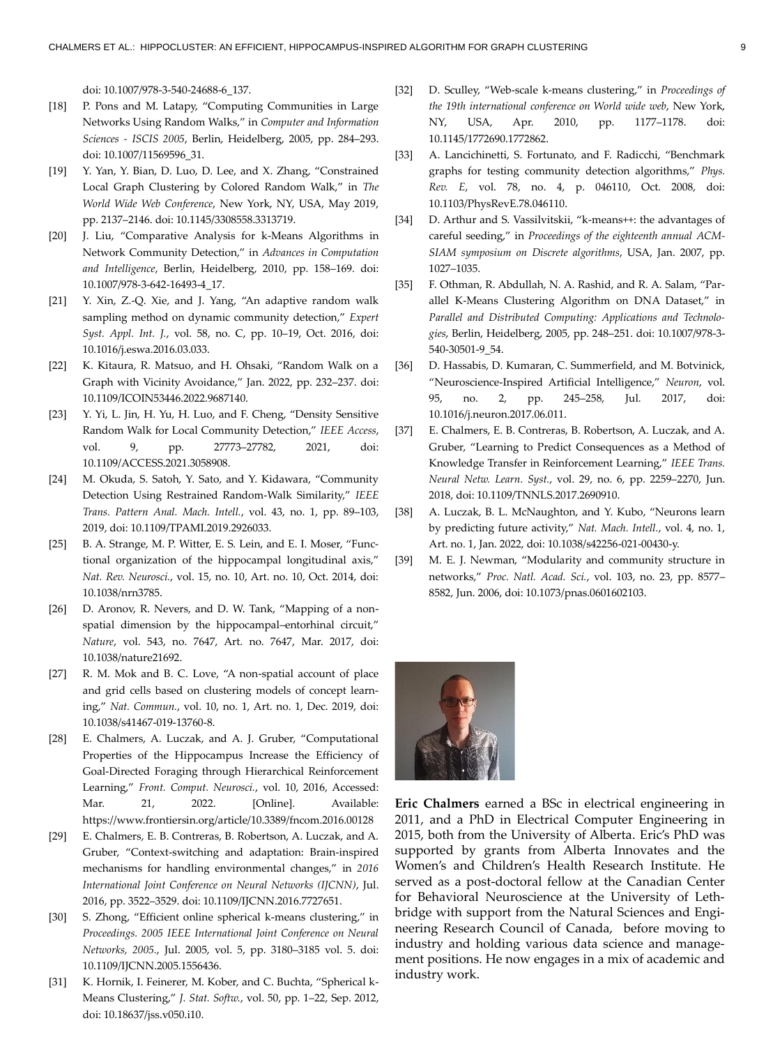doi: 10.1007/978-3-540-24688-6_137.

[18] P. Pons and M. Latapy, "Computing Communities in Large Networks Using Random Walks," in *Computer and Information Sciences - ISCIS 2005*, Berlin, Heidelberg, 2005, pp. 284–293. doi: 10.1007/11569596_31.

[19] Y. Yan, Y. Bian, D. Luo, D. Lee, and X. Zhang, "Constrained Local Graph Clustering by Colored Random Walk," in *The World Wide Web Conference*, New York, NY, USA, May 2019, pp. 2137–2146. doi: 10.1145/3308558.3313719.

[20] J. Liu, "Comparative Analysis for k-Means Algorithms in Network Community Detection," in *Advances in Computation and Intelligence*, Berlin, Heidelberg, 2010, pp. 158–169. doi: 10.1007/978-3-642-16493-4_17.

[21] Y. Xin, Z.-Q. Xie, and J. Yang, "An adaptive random walk sampling method on dynamic community detection," *Expert Syst. Appl. Int. J.*, vol. 58, no. C, pp. 10–19, Oct. 2016, doi: 10.1016/j.eswa.2016.03.033.

[22] K. Kitaura, R. Matsuo, and H. Ohsaki, "Random Walk on a Graph with Vicinity Avoidance," Jan. 2022, pp. 232–237. doi: 10.1109/ICOIN53446.2022.9687140.

[23] Y. Yi, L. Jin, H. Yu, H. Luo, and F. Cheng, "Density Sensitive Random Walk for Local Community Detection," *IEEE Access*, vol. 9, pp. 27773–27782, 2021, doi: 10.1109/ACCESS.2021.3058908.

[24] M. Okuda, S. Satoh, Y. Sato, and Y. Kidawara, "Community Detection Using Restrained Random-Walk Similarity," *IEEE Trans. Pattern Anal. Mach. Intell.*, vol. 43, no. 1, pp. 89–103, 2019, doi: 10.1109/TPAMI.2019.2926033.

[25] B. A. Strange, M. P. Witter, E. S. Lein, and E. I. Moser, "Functional organization of the hippocampal longitudinal axis," *Nat. Rev. Neurosci.*, vol. 15, no. 10, Art. no. 10, Oct. 2014, doi: 10.1038/nrn3785.

[26] D. Aronov, R. Nevers, and D. W. Tank, "Mapping of a non-spatial dimension by the hippocampal–entorhinal circuit," *Nature*, vol. 543, no. 7647, Art. no. 7647, Mar. 2017, doi: 10.1038/nature21692.

[27] R. M. Mok and B. C. Love, "A non-spatial account of place and grid cells based on clustering models of concept learning," *Nat. Commun.*, vol. 10, no. 1, Art. no. 1, Dec. 2019, doi: 10.1038/s41467-019-13760-8.

[28] E. Chalmers, A. Luczak, and A. J. Gruber, "Computational Properties of the Hippocampus Increase the Efficiency of Goal-Directed Foraging through Hierarchical Reinforcement Learning," *Front. Comput. Neurosci.*, vol. 10, 2016, Accessed: Mar. 21, 2022. [Online]. Available: https://www.frontiersin.org/article/10.3389/fncom.2016.00128

[29] E. Chalmers, E. B. Contreras, B. Robertson, A. Luczak, and A. Gruber, "Context-switching and adaptation: Brain-inspired mechanisms for handling environmental changes," in *2016 International Joint Conference on Neural Networks (IJCNN)*, Jul. 2016, pp. 3522–3529. doi: 10.1109/IJCNN.2016.7727651.

[30] S. Zhong, "Efficient online spherical k-means clustering," in *Proceedings. 2005 IEEE International Joint Conference on Neural Networks, 2005.*, Jul. 2005, vol. 5, pp. 3180–3185 vol. 5. doi: 10.1109/IJCNN.2005.1556436.

[31] K. Hornik, I. Feinerer, M. Kober, and C. Buchta, "Spherical k-Means Clustering," *J. Stat. Softw.*, vol. 50, pp. 1–22, Sep. 2012, doi: 10.18637/jss.v050.i10.

[32] D. Sculley, "Web-scale k-means clustering," in *Proceedings of the 19th international conference on World wide web*, New York, NY, USA, Apr. 2010, pp. 1177–1178. doi: 10.1145/1772690.1772862.

[33] A. Lancichinetti, S. Fortunato, and F. Radicchi, "Benchmark graphs for testing community detection algorithms," *Phys. Rev. E*, vol. 78, no. 4, p. 046110, Oct. 2008, doi: 10.1103/PhysRevE.78.046110.

[34] D. Arthur and S. Vassilvitskii, "k-means++: the advantages of careful seeding," in *Proceedings of the eighteenth annual ACM-SIAM symposium on Discrete algorithms*, USA, Jan. 2007, pp. 1027–1035.

[35] F. Othman, R. Abdullah, N. A. Rashid, and R. A. Salam, "Parallel K-Means Clustering Algorithm on DNA Dataset," in *Parallel and Distributed Computing: Applications and Technologies*, Berlin, Heidelberg, 2005, pp. 248–251. doi: 10.1007/978-3-540-30501-9_54.

[36] D. Hassabis, D. Kumaran, C. Summerfield, and M. Botvinick, "Neuroscience-Inspired Artificial Intelligence," *Neuron*, vol. 95, no. 2, pp. 245–258, Jul. 2017, doi: 10.1016/j.neuron.2017.06.011.

[37] E. Chalmers, E. B. Contreras, B. Robertson, A. Luczak, and A. Gruber, "Learning to Predict Consequences as a Method of Knowledge Transfer in Reinforcement Learning," *IEEE Trans. Neural Netw. Learn. Syst.*, vol. 29, no. 6, pp. 2259–2270, Jun. 2018, doi: 10.1109/TNNLS.2017.2690910.

[38] A. Luczak, B. L. McNaughton, and Y. Kubo, "Neurons learn by predicting future activity," *Nat. Mach. Intell.*, vol. 4, no. 1, Art. no. 1, Jan. 2022, doi: 10.1038/s42256-021-00430-y.

[39] M. E. J. Newman, "Modularity and community structure in networks," *Proc. Natl. Acad. Sci.*, vol. 103, no. 23, pp. 8577–8582, Jun. 2006, doi: 10.1073/pnas.0601602103.

**Eric Chalmers** earned a BSc in electrical engineering in 2011, and a PhD in Electrical Computer Engineering in 2015, both from the University of Alberta. Eric's PhD was supported by grants from Alberta Innovates and the Women's and Children's Health Research Institute. He served as a post-doctoral fellow at the Canadian Center for Behavioral Neuroscience at the University of Lethbridge with support from the Natural Sciences and Engineering Research Council of Canada, before moving to industry and holding various data science and management positions. He now engages in a mix of academic and industry work.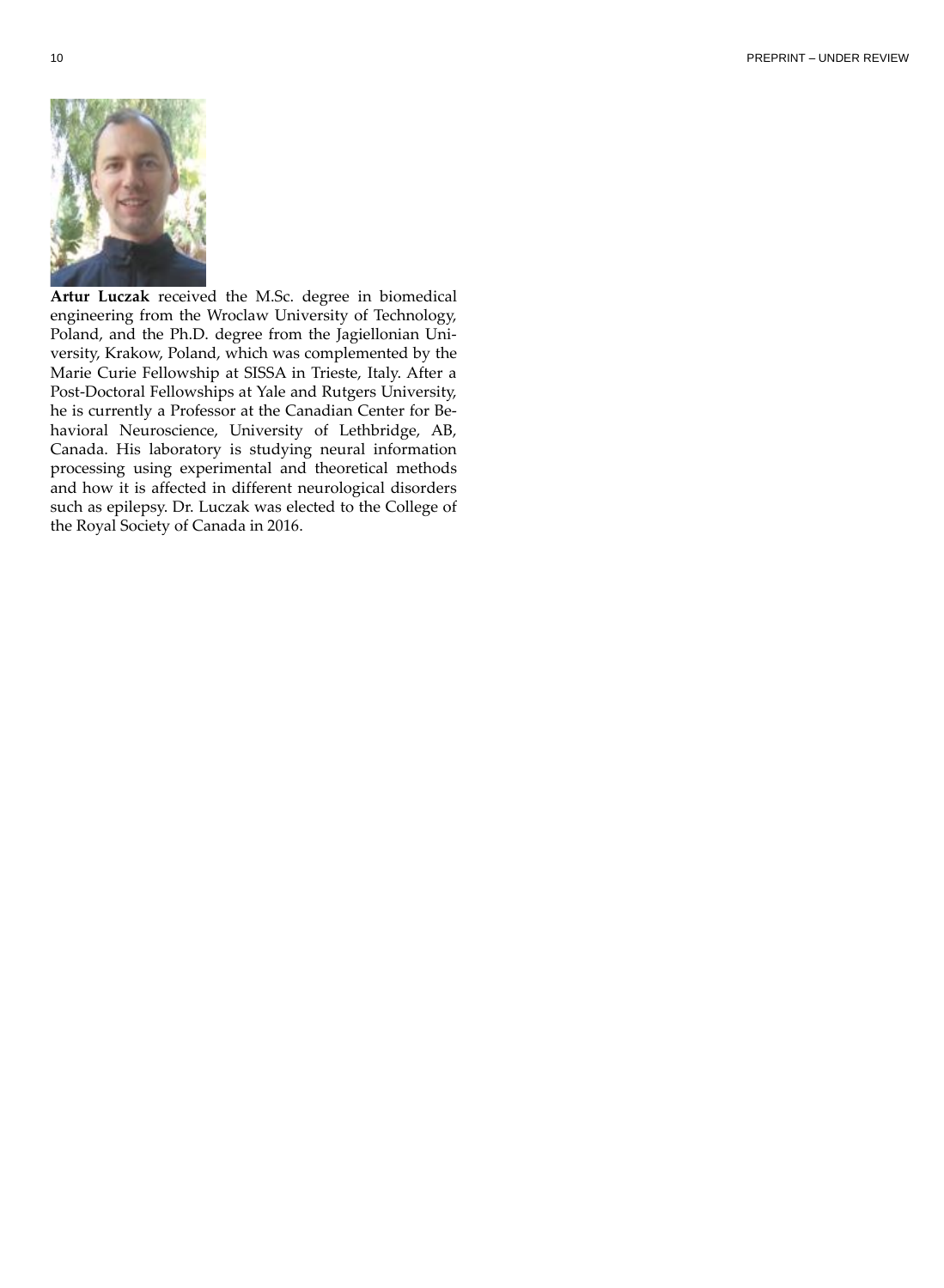**Artur Luczak** received the M.Sc. degree in biomedical engineering from the Wroclaw University of Technology, Poland, and the Ph.D. degree from the Jagiellonian University, Krakow, Poland, which was complemented by the Marie Curie Fellowship at SISSA in Trieste, Italy. After a Post-Doctoral Fellowships at Yale and Rutgers University, he is currently a Professor at the Canadian Center for Behavioral Neuroscience, University of Lethbridge, AB, Canada. His laboratory is studying neural information processing using experimental and theoretical methods and how it is affected in different neurological disorders such as epilepsy. Dr. Luczak was elected to the College of the Royal Society of Canada in 2016.